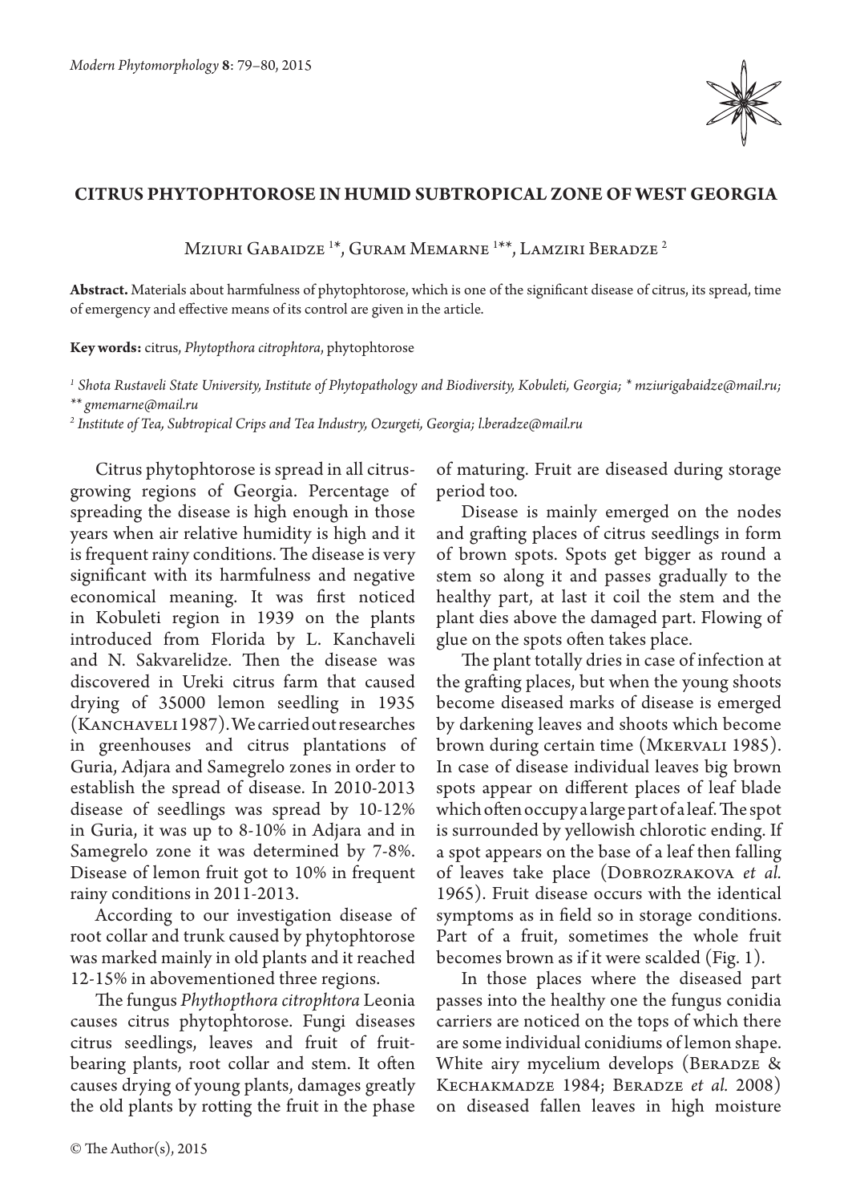# CITRUS PHYTOPHTOROSE IN HUMID SUBTROPICAL ZONE OF WEST GEORGIA

Mziuri Gabaidze [1*], Guram Memarne [1**], Lamziri Beradze [2]

**Abstract.** Materials about harmfulness of phytophtorose, which is one of the significant disease of citrus, its spread, time of emergency and effective means of its control are given in the article.

**Key words:** citrus, *Phytopthora citrophtora*, phytophtorose

[1] *Shota Rustaveli State University, Institute of Phytopathology and Biodiversity, Kobuleti, Georgia; * mziurigabaidze@mail.ru; ** gmemarne@mail.ru*

[2] *Institute of Tea, Subtropical Crips and Tea Industry, Ozurgeti, Georgia; l.beradze@mail.ru*

Citrus phytophtorose is spread in all citrus-growing regions of Georgia. Percentage of spreading the disease is high enough in those years when air relative humidity is high and it is frequent rainy conditions. The disease is very significant with its harmfulness and negative economical meaning. It was first noticed in Kobuleti region in 1939 on the plants introduced from Florida by L. Kanchaveli and N. Sakvarelidze. Then the disease was discovered in Ureki citrus farm that caused drying of 35000 lemon seedling in 1935 (Kanchaveli 1987). We carried out researches in greenhouses and citrus plantations of Guria, Adjara and Samegrelo zones in order to establish the spread of disease. In 2010-2013 disease of seedlings was spread by 10-12% in Guria, it was up to 8-10% in Adjara and in Samegrelo zone it was determined by 7-8%. Disease of lemon fruit got to 10% in frequent rainy conditions in 2011-2013.

According to our investigation disease of root collar and trunk caused by phytophtorose was marked mainly in old plants and it reached 12-15% in abovementioned three regions.

The fungus *Phythopthora citrophtora* Leonia causes citrus phytophtorose. Fungi diseases citrus seedlings, leaves and fruit of fruit-bearing plants, root collar and stem. It often causes drying of young plants, damages greatly the old plants by rotting the fruit in the phase of maturing. Fruit are diseased during storage period too.

Disease is mainly emerged on the nodes and grafting places of citrus seedlings in form of brown spots. Spots get bigger as round a stem so along it and passes gradually to the healthy part, at last it coil the stem and the plant dies above the damaged part. Flowing of glue on the spots often takes place.

The plant totally dries in case of infection at the grafting places, but when the young shoots become diseased marks of disease is emerged by darkening leaves and shoots which become brown during certain time (Mkervali 1985). In case of disease individual leaves big brown spots appear on different places of leaf blade which often occupy a large part of a leaf. The spot is surrounded by yellowish chlorotic ending. If a spot appears on the base of a leaf then falling of leaves take place (Dobrozrakova *et al.* 1965). Fruit disease occurs with the identical symptoms as in field so in storage conditions. Part of a fruit, sometimes the whole fruit becomes brown as if it were scalded (Fig. 1).

In those places where the diseased part passes into the healthy one the fungus conidia carriers are noticed on the tops of which there are some individual conidiums of lemon shape. White airy mycelium develops (Beradze & Kechakmadze 1984; Beradze *et al.* 2008) on diseased fallen leaves in high moisture

© The Author(s), 2015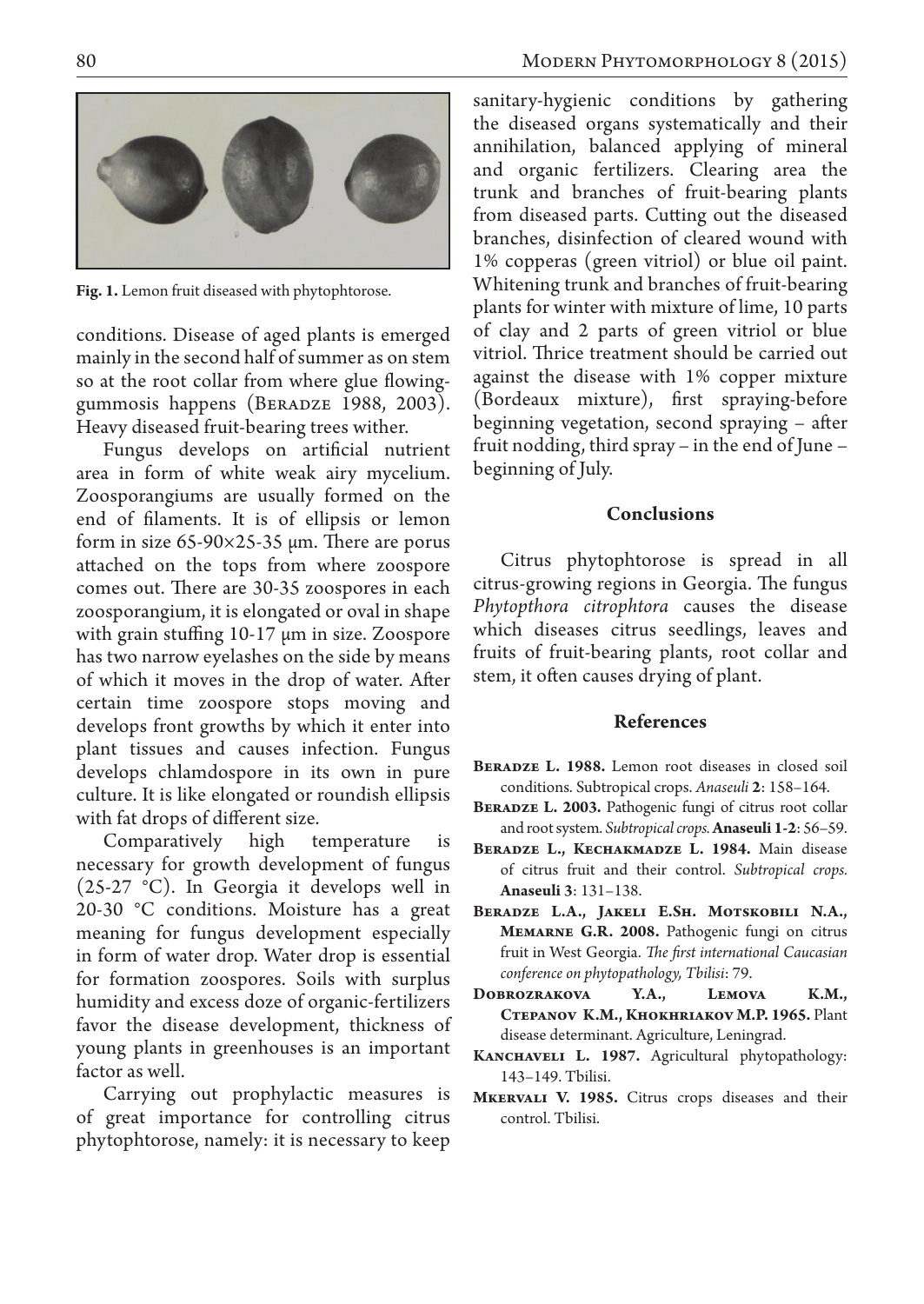Fig. 1. Lemon fruit diseased with phytophtorose.

conditions. Disease of aged plants is emerged mainly in the second half of summer as on stem so at the root collar from where glue flowing-gummosis happens (Beradze 1988, 2003). Heavy diseased fruit-bearing trees wither.

Fungus develops on artificial nutrient area in form of white weak airy mycelium. Zoosporangiums are usually formed on the end of filaments. It is of ellipsis or lemon form in size 65-90×25-35 μm. There are porus attached on the tops from where zoospore comes out. There are 30-35 zoospores in each zoosporangium, it is elongated or oval in shape with grain stuffing 10-17 μm in size. Zoospore has two narrow eyelashes on the side by means of which it moves in the drop of water. After certain time zoospore stops moving and develops front growths by which it enter into plant tissues and causes infection. Fungus develops chlamdospore in its own in pure culture. It is like elongated or roundish ellipsis with fat drops of different size.

Comparatively high temperature is necessary for growth development of fungus (25-27 °C). In Georgia it develops well in 20-30 °C conditions. Moisture has a great meaning for fungus development especially in form of water drop. Water drop is essential for formation zoospores. Soils with surplus humidity and excess doze of organic-fertilizers favor the disease development, thickness of young plants in greenhouses is an important factor as well.

Carrying out prophylactic measures is of great importance for controlling citrus phytophtorose, namely: it is necessary to keep sanitary-hygienic conditions by gathering the diseased organs systematically and their annihilation, balanced applying of mineral and organic fertilizers. Clearing area the trunk and branches of fruit-bearing plants from diseased parts. Cutting out the diseased branches, disinfection of cleared wound with 1% copperas (green vitriol) or blue oil paint. Whitening trunk and branches of fruit-bearing plants for winter with mixture of lime, 10 parts of clay and 2 parts of green vitriol or blue vitriol. Thrice treatment should be carried out against the disease with 1% copper mixture (Bordeaux mixture), first spraying-before beginning vegetation, second spraying – after fruit nodding, third spray – in the end of June – beginning of July.

## Conclusions

Citrus phytophtorose is spread in all citrus-growing regions in Georgia. The fungus *Phytopthora citrophtora* causes the disease which diseases citrus seedlings, leaves and fruits of fruit-bearing plants, root collar and stem, it often causes drying of plant.

## References

**Beradze L. 1988.** Lemon root diseases in closed soil conditions. Subtropical crops. *Anaseuli* **2**: 158–164.

**Beradze L. 2003.** Pathogenic fungi of citrus root collar and root system. *Subtropical crops.* **Anaseuli 1-2**: 56–59.

**Beradze L., Kechakmadze L. 1984.** Main disease of citrus fruit and their control. *Subtropical crops.* **Anaseuli 3**: 131–138.

**Beradze L.A., Jakeli E.Sh. Motskobili N.A., Memarne G.R. 2008.** Pathogenic fungi on citrus fruit in West Georgia. *The first international Caucasian conference on phytopathology, Tbilisi*: 79.

**Dobrozrakova Y.A., Lemova K.M., Ctepanov K.M., Khokhriakov M.P. 1965.** Plant disease determinant. Agriculture, Leningrad.

**Kanchaveli L. 1987.** Agricultural phytopathology: 143–149. Tbilisi.

**Mkervali V. 1985.** Citrus crops diseases and their control. Tbilisi.